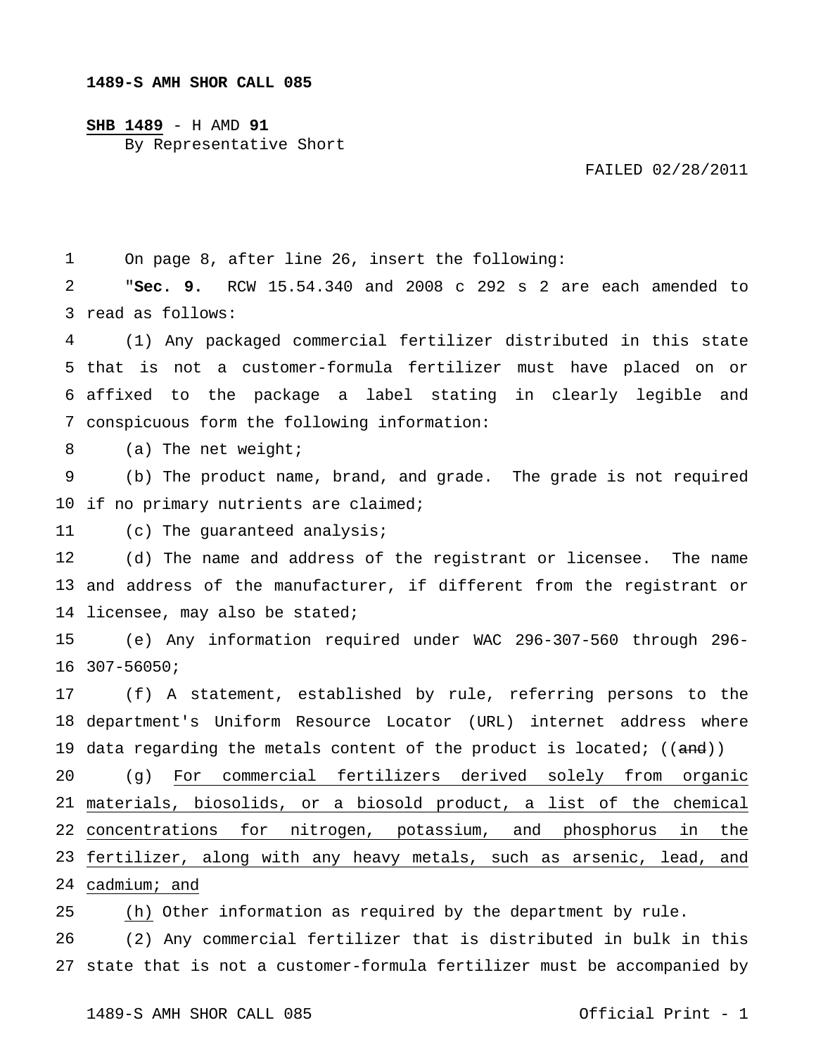**1489-S AMH SHOR CALL 085**

**SHB 1489** - H AMD **91**
By Representative Short

FAILED 02/28/2011

On page 8, after line 26, insert the following:

"**Sec. 9.** RCW 15.54.340 and 2008 c 292 s 2 are each amended to read as follows:

(1) Any packaged commercial fertilizer distributed in this state that is not a customer-formula fertilizer must have placed on or affixed to the package a label stating in clearly legible and conspicuous form the following information:

(a) The net weight;

(b) The product name, brand, and grade. The grade is not required if no primary nutrients are claimed;

(c) The guaranteed analysis;

(d) The name and address of the registrant or licensee. The name and address of the manufacturer, if different from the registrant or licensee, may also be stated;

(e) Any information required under WAC 296-307-560 through 296-307-56050;

(f) A statement, established by rule, referring persons to the department's Uniform Resource Locator (URL) internet address where data regarding the metals content of the product is located; ((~~and~~))

(g) <u>For commercial fertilizers derived solely from organic materials, biosolids, or a biosold product, a list of the chemical concentrations for nitrogen, potassium, and phosphorus in the fertilizer, along with any heavy metals, such as arsenic, lead, and cadmium; and</u>

<u>(h)</u> Other information as required by the department by rule.

(2) Any commercial fertilizer that is distributed in bulk in this state that is not a customer-formula fertilizer must be accompanied by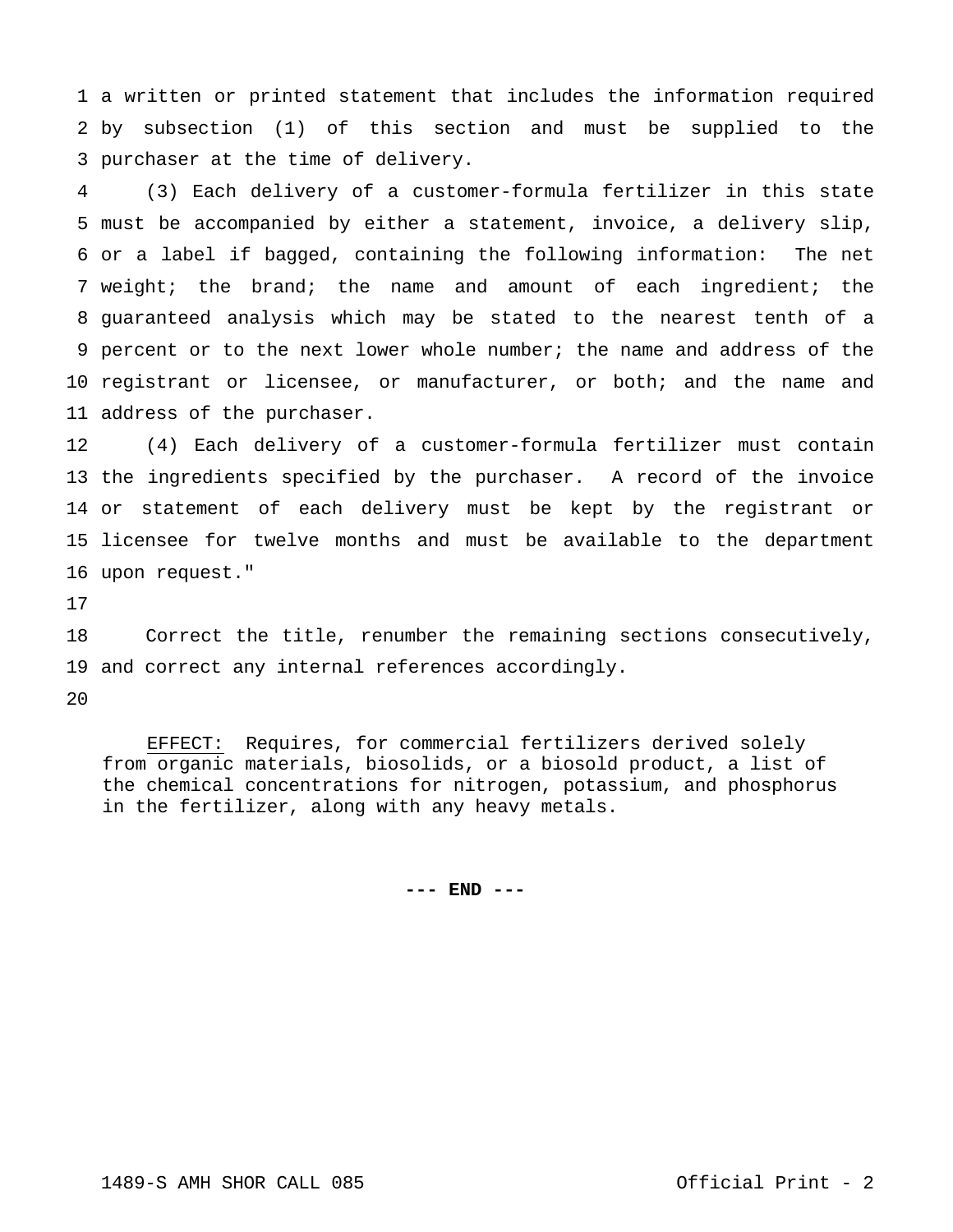a written or printed statement that includes the information required by subsection (1) of this section and must be supplied to the purchaser at the time of delivery.

(3) Each delivery of a customer-formula fertilizer in this state must be accompanied by either a statement, invoice, a delivery slip, or a label if bagged, containing the following information: The net weight; the brand; the name and amount of each ingredient; the guaranteed analysis which may be stated to the nearest tenth of a percent or to the next lower whole number; the name and address of the registrant or licensee, or manufacturer, or both; and the name and address of the purchaser.

(4) Each delivery of a customer-formula fertilizer must contain the ingredients specified by the purchaser. A record of the invoice or statement of each delivery must be kept by the registrant or licensee for twelve months and must be available to the department upon request."

Correct the title, renumber the remaining sections consecutively, and correct any internal references accordingly.

EFFECT: Requires, for commercial fertilizers derived solely from organic materials, biosolids, or a biosold product, a list of the chemical concentrations for nitrogen, potassium, and phosphorus in the fertilizer, along with any heavy metals.

**--- END ---**